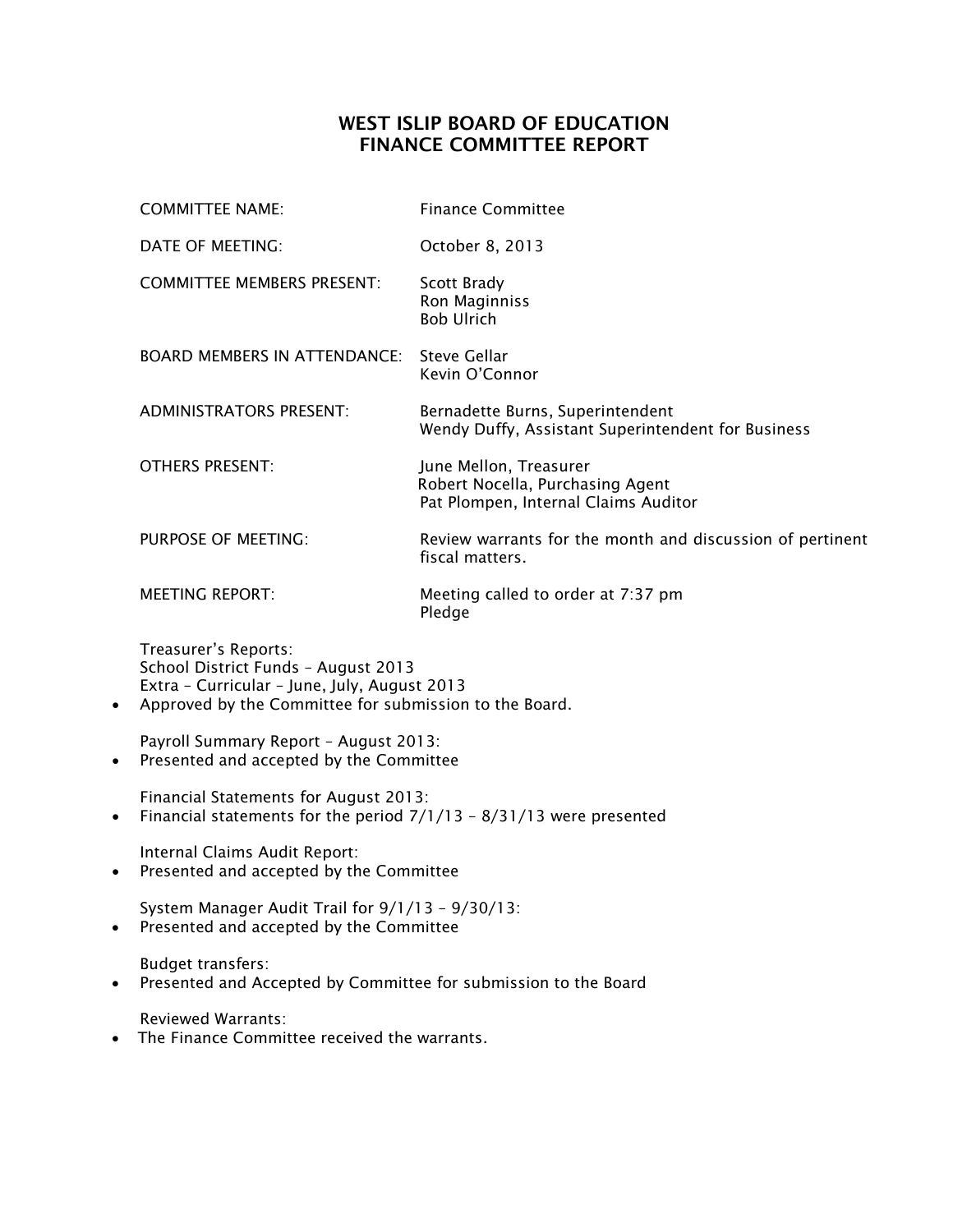# WEST ISLIP BOARD OF EDUCATION
# FINANCE COMMITTEE REPORT

| | |
|---|---|
| COMMITTEE NAME: | Finance Committee |
| DATE OF MEETING: | October 8, 2013 |
| COMMITTEE MEMBERS PRESENT: | Scott Brady<br>Ron Maginniss<br>Bob Ulrich |
| BOARD MEMBERS IN ATTENDANCE: | Steve Gellar<br>Kevin O'Connor |
| ADMINISTRATORS PRESENT: | Bernadette Burns, Superintendent<br>Wendy Duffy, Assistant Superintendent for Business |
| OTHERS PRESENT: | June Mellon, Treasurer<br>Robert Nocella, Purchasing Agent<br>Pat Plompen, Internal Claims Auditor |
| PURPOSE OF MEETING: | Review warrants for the month and discussion of pertinent fiscal matters. |
| MEETING REPORT: | Meeting called to order at 7:37 pm<br>Pledge |

Treasurer's Reports:
School District Funds – August 2013
Extra – Curricular – June, July, August 2013

- Approved by the Committee for submission to the Board.

Payroll Summary Report – August 2013:

- Presented and accepted by the Committee

Financial Statements for August 2013:

- Financial statements for the period 7/1/13 – 8/31/13 were presented

Internal Claims Audit Report:

- Presented and accepted by the Committee

System Manager Audit Trail for 9/1/13 – 9/30/13:

- Presented and accepted by the Committee

Budget transfers:

- Presented and Accepted by Committee for submission to the Board

Reviewed Warrants:

- The Finance Committee received the warrants.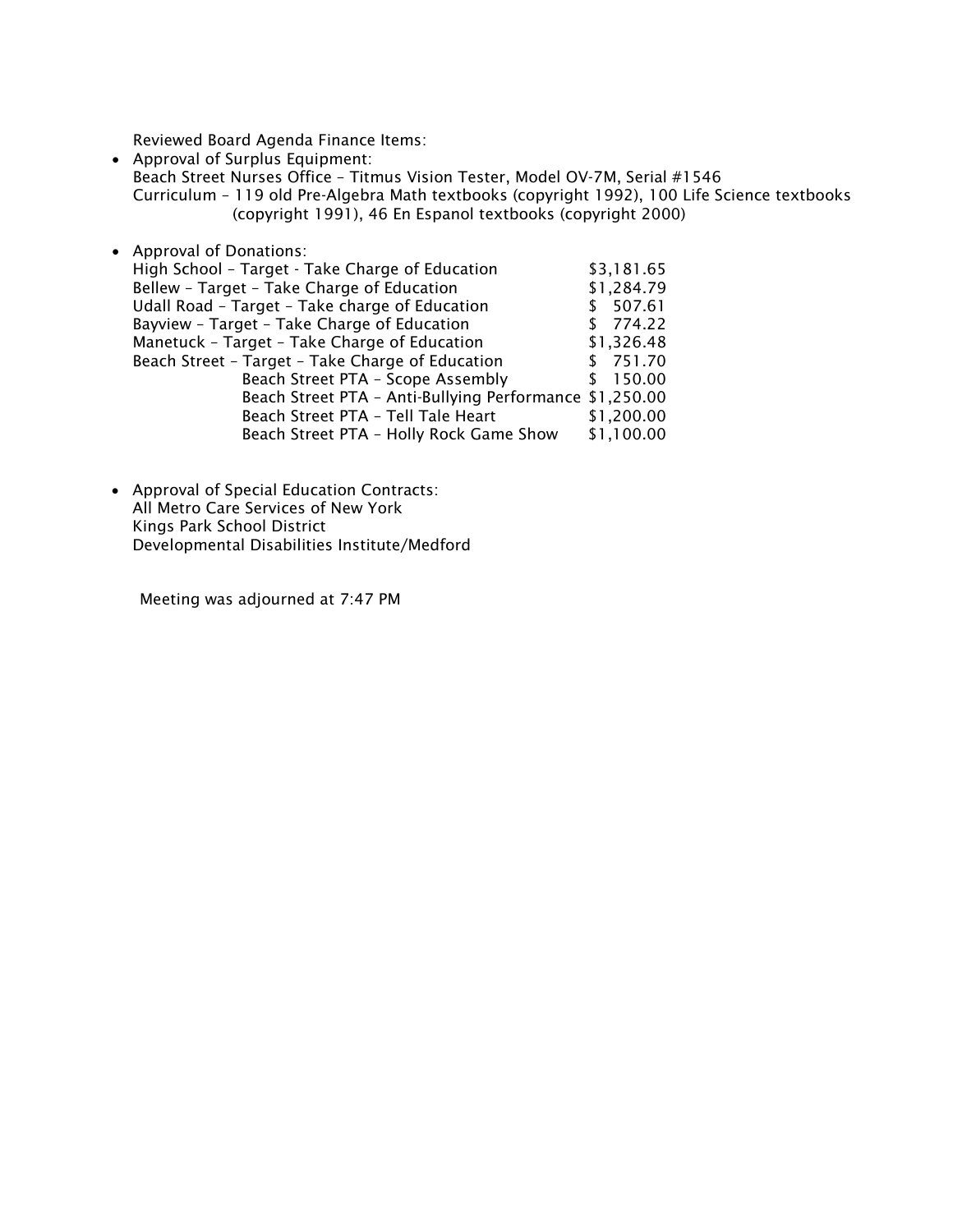Reviewed Board Agenda Finance Items:

- Approval of Surplus Equipment:
  Beach Street Nurses Office – Titmus Vision Tester, Model OV-7M, Serial #1546
  Curriculum – 119 old Pre-Algebra Math textbooks (copyright 1992), 100 Life Science textbooks (copyright 1991), 46 En Espanol textbooks (copyright 2000)

- Approval of Donations:

| | |
|---|---|
| High School – Target - Take Charge of Education | $3,181.65 |
| Bellew – Target – Take Charge of Education | $1,284.79 |
| Udall Road – Target – Take charge of Education | $ 507.61 |
| Bayview – Target – Take Charge of Education | $ 774.22 |
| Manetuck – Target – Take Charge of Education | $1,326.48 |
| Beach Street – Target – Take Charge of Education | $ 751.70 |
| Beach Street PTA – Scope Assembly | $ 150.00 |
| Beach Street PTA – Anti-Bullying Performance | $1,250.00 |
| Beach Street PTA – Tell Tale Heart | $1,200.00 |
| Beach Street PTA – Holly Rock Game Show | $1,100.00 |

- Approval of Special Education Contracts:
  All Metro Care Services of New York
  Kings Park School District
  Developmental Disabilities Institute/Medford

Meeting was adjourned at 7:47 PM